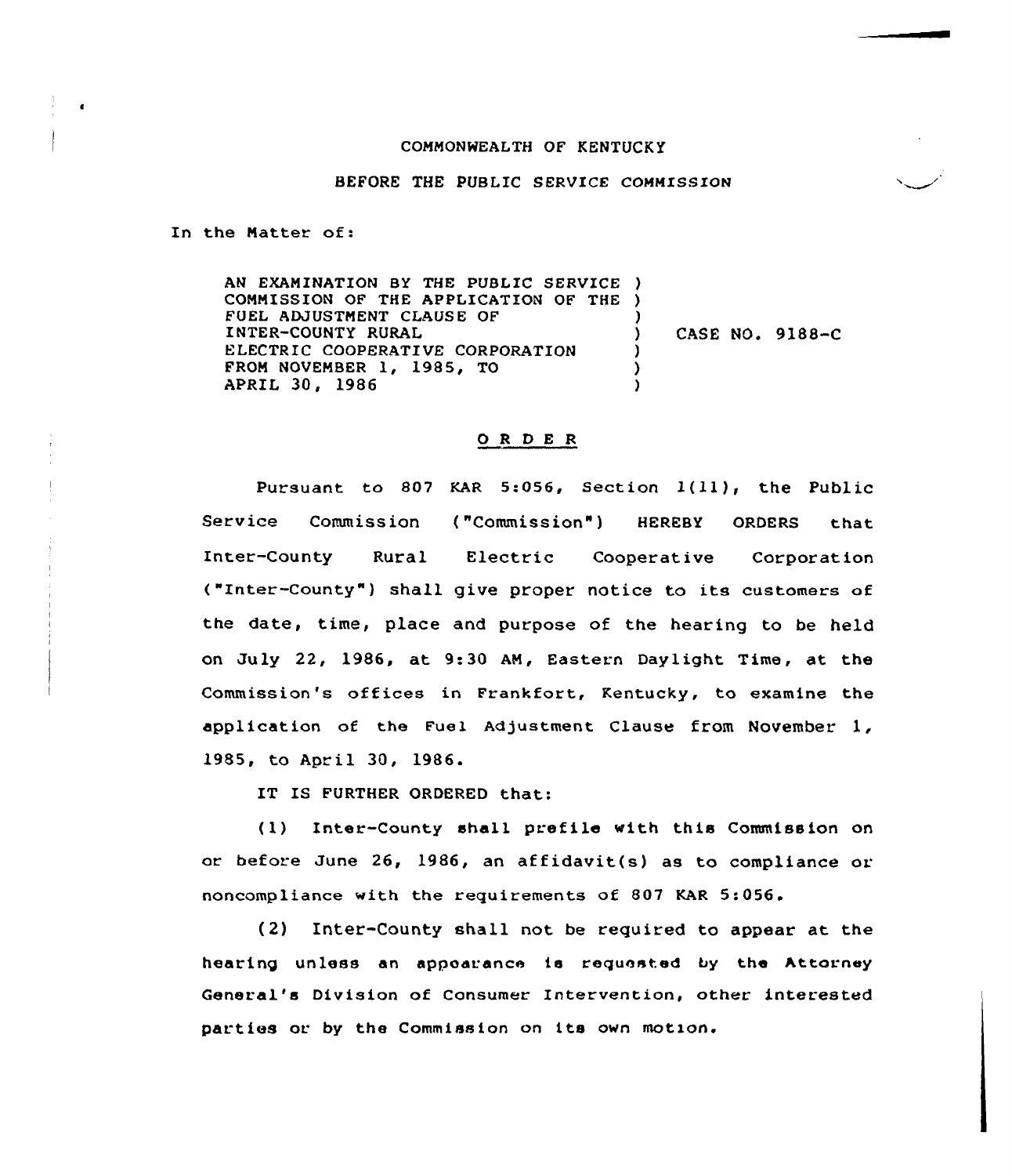COMMONWEALTH OF KENTUCKY

BEFORE THE PUBLIC SERVICE COMMISSION

In the Matter of:

AN EXAMINATION BY THE PUBLIC SERVICE COMMISSION OF THE APPLICATION OF THE FUEL ADJUSTMENT CLAUSE OF INTER-COUNTY RURAL ELECTRIC COOPERATIVE CORPORATION FROM NOVEMBER 1, 1985, TO APRIL 30, 1986 ) CASE NO. 9188-C

## O R D E R

Pursuant to 807 KAR 5:056, Section 1(11), the Public Service Commission ("Commission") HEREBY ORDERS that Inter-County Rural Electric Cooperative Corporation ("Inter-County") shall give proper notice to its customers of the date, time, place and purpose of the hearing to be held on July 22, 1986, at 9:30 AM, Eastern Daylight Time, at the Commission's offices in Frankfort, Kentucky, to examine the application of the Fuel Adjustment Clause from November 1, 1985, to April 30, 1986.

IT IS FURTHER ORDERED that:

(1) Inter-County shall prefile with this Commission on or before June 26, 1986, an affidavit(s) as to compliance or noncompliance with the requirements of 807 KAR 5:056.

(2) Inter-County shall not be required to appear at the hearing unless an appearance is requested by the Attorney General's Division of Consumer Intervention, other interested parties or by the Commission on its own motion.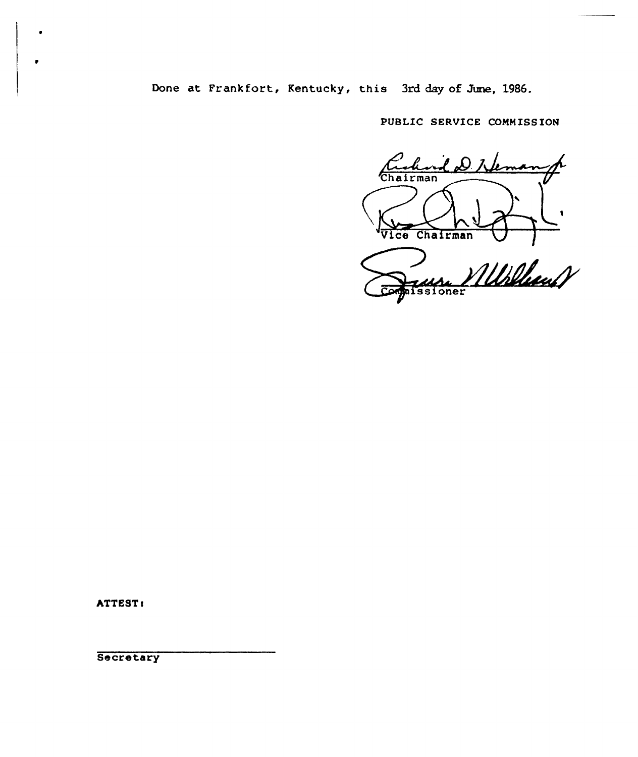Done at Frankfort, Kentucky, this 3rd day of June, 1986.

PUBLIC SERVICE COMMISSION

Chairman

Vice Chairman

Commissioner

ATTEST:

Secretary